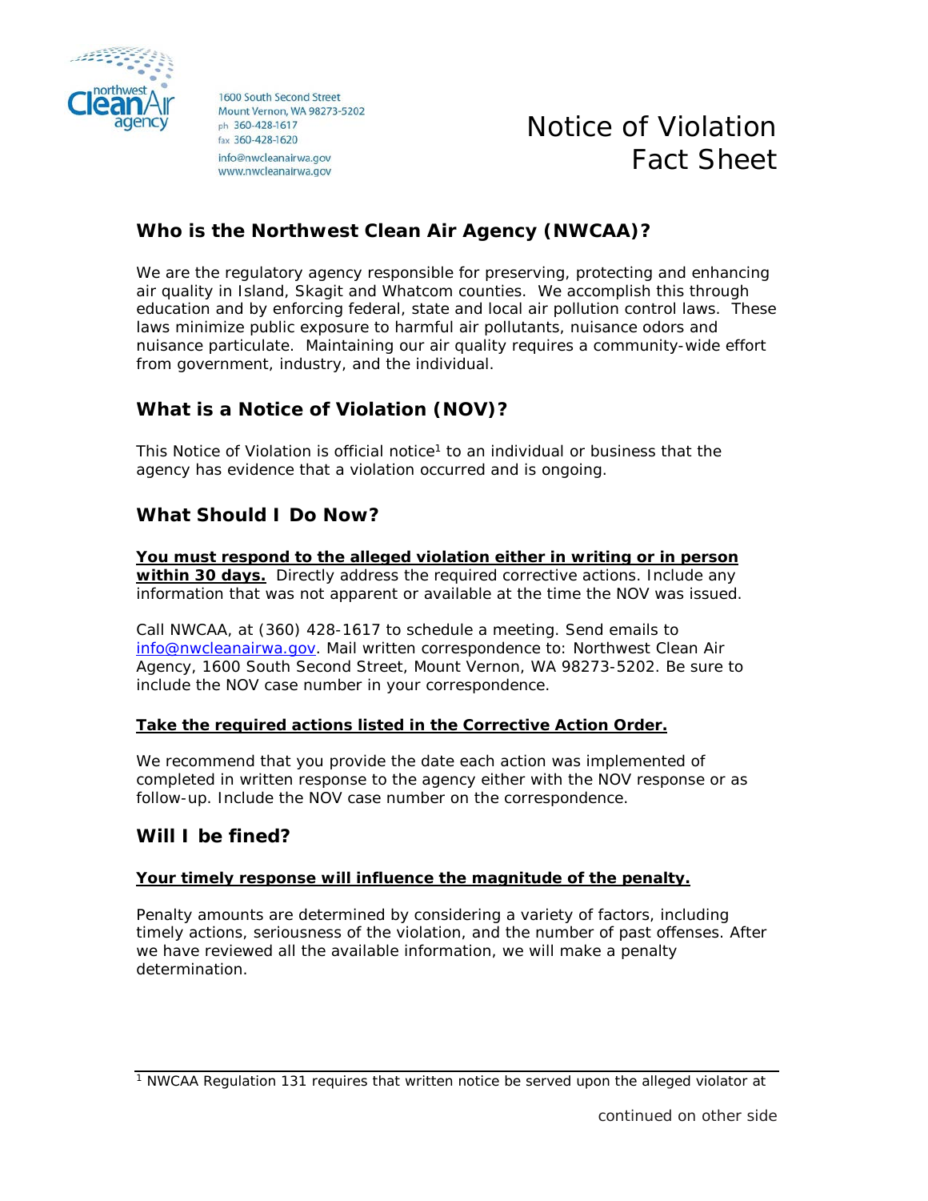1600 South Second Street
Mount Vernon, WA 98273-5202
ph 360-428-1617
fax 360-428-1620
info@nwcleanairwa.gov
www.nwcleanairwa.gov

# Notice of Violation Fact Sheet

## Who is the Northwest Clean Air Agency (NWCAA)?

We are the regulatory agency responsible for preserving, protecting and enhancing air quality in Island, Skagit and Whatcom counties. We accomplish this through education and by enforcing federal, state and local air pollution control laws. These laws minimize public exposure to harmful air pollutants, nuisance odors and nuisance particulate. Maintaining our air quality requires a community-wide effort from government, industry, and the individual.

## What is a Notice of Violation (NOV)?

This Notice of Violation is official notice[1] to an individual or business that the agency has evidence that a violation occurred and is ongoing.

## What Should I Do Now?

**<u>You must respond to the alleged violation either in writing or in person within 30 days.</u>** Directly address the required corrective actions. Include any information that was not apparent or available at the time the NOV was issued.

Call NWCAA, at (360) 428-1617 to schedule a meeting. Send emails to info@nwcleanairwa.gov. Mail written correspondence to: Northwest Clean Air Agency, 1600 South Second Street, Mount Vernon, WA 98273-5202. Be sure to include the NOV case number in your correspondence.

**<u>Take the required actions listed in the Corrective Action Order.</u>**

We recommend that you provide the date each action was implemented of completed in written response to the agency either with the NOV response or as follow-up. Include the NOV case number on the correspondence.

## Will I be fined?

**<u>Your timely response will influence the magnitude of the penalty.</u>**

Penalty amounts are determined by considering a variety of factors, including timely actions, seriousness of the violation, and the number of past offenses. After we have reviewed all the available information, we will make a penalty determination.

[1] NWCAA Regulation 131 requires that written notice be served upon the alleged violator at

continued on other side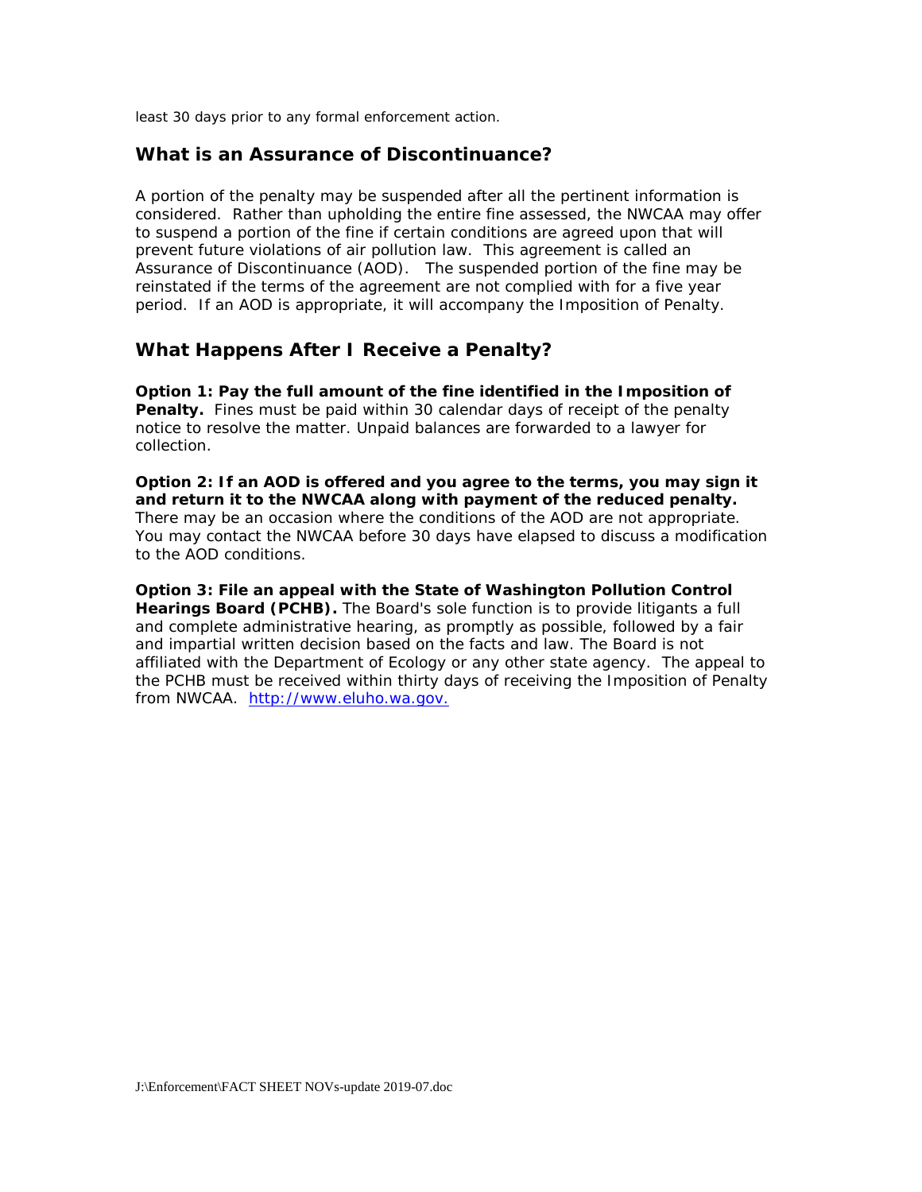least 30 days prior to any formal enforcement action.

## What is an Assurance of Discontinuance?

A portion of the penalty may be suspended after all the pertinent information is considered. Rather than upholding the entire fine assessed, the NWCAA may offer to suspend a portion of the fine if certain conditions are agreed upon that will prevent future violations of air pollution law. This agreement is called an Assurance of Discontinuance (AOD). The suspended portion of the fine may be reinstated if the terms of the agreement are not complied with for a five year period. If an AOD is appropriate, it will accompany the Imposition of Penalty.

## What Happens After I Receive a Penalty?

**Option 1: Pay the full amount of the fine identified in the Imposition of Penalty.** Fines must be paid within 30 calendar days of receipt of the penalty notice to resolve the matter. Unpaid balances are forwarded to a lawyer for collection.

**Option 2: If an AOD is offered and you agree to the terms, you may sign it and return it to the NWCAA along with payment of the reduced penalty.** There may be an occasion where the conditions of the AOD are not appropriate. You may contact the NWCAA before 30 days have elapsed to discuss a modification to the AOD conditions.

**Option 3: File an appeal with the State of Washington Pollution Control Hearings Board (PCHB).** The Board's sole function is to provide litigants a full and complete administrative hearing, as promptly as possible, followed by a fair and impartial written decision based on the facts and law. The Board is not affiliated with the Department of Ecology or any other state agency. The appeal to the PCHB must be received within thirty days of receiving the Imposition of Penalty from NWCAA. [http://www.eluho.wa.gov.](http://www.eluho.wa.gov.)

J:\Enforcement\FACT SHEET NOVs-update 2019-07.doc